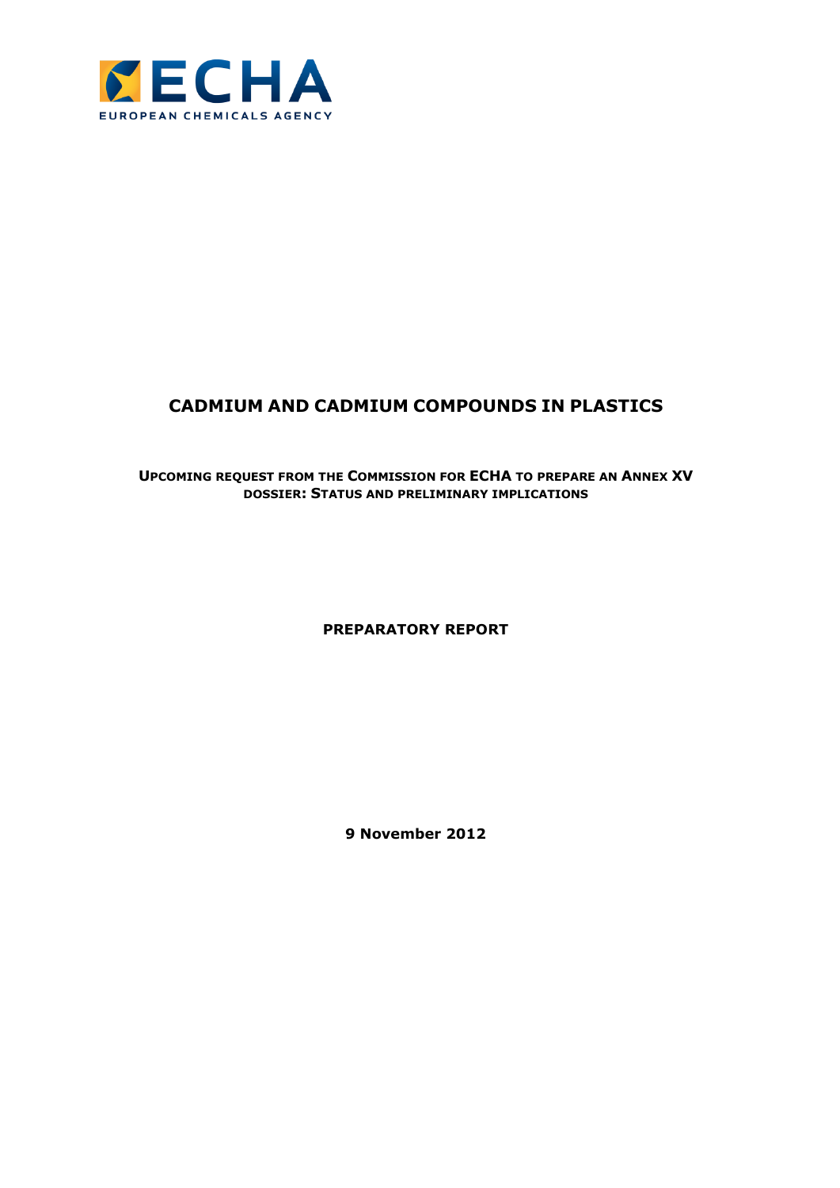ECHA

EUROPEAN CHEMICALS AGENCY

# CADMIUM AND CADMIUM COMPOUNDS IN PLASTICS

**UPCOMING REQUEST FROM THE COMMISSION FOR ECHA TO PREPARE AN ANNEX XV DOSSIER: STATUS AND PRELIMINARY IMPLICATIONS**

**PREPARATORY REPORT**

**9 November 2012**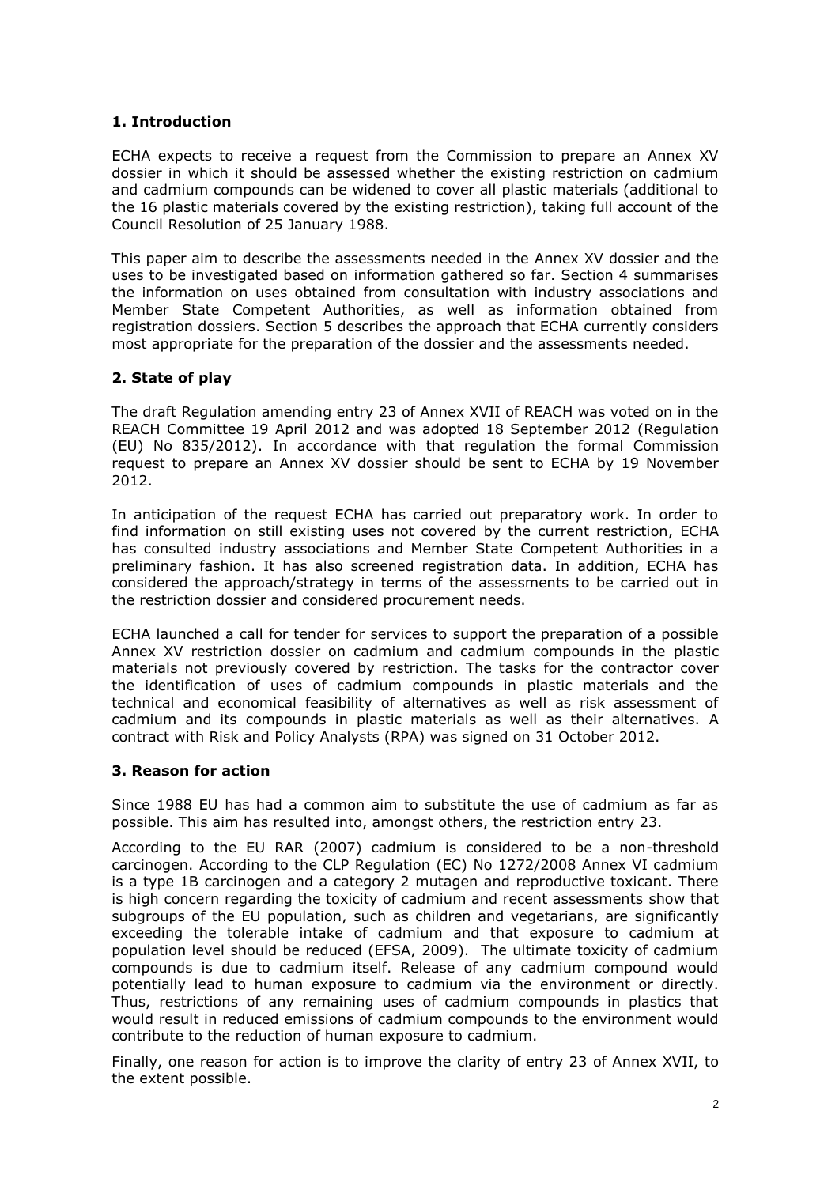## 1. Introduction

ECHA expects to receive a request from the Commission to prepare an Annex XV dossier in which it should be assessed whether the existing restriction on cadmium and cadmium compounds can be widened to cover all plastic materials (additional to the 16 plastic materials covered by the existing restriction), taking full account of the Council Resolution of 25 January 1988.

This paper aim to describe the assessments needed in the Annex XV dossier and the uses to be investigated based on information gathered so far. Section 4 summarises the information on uses obtained from consultation with industry associations and Member State Competent Authorities, as well as information obtained from registration dossiers. Section 5 describes the approach that ECHA currently considers most appropriate for the preparation of the dossier and the assessments needed.

## 2. State of play

The draft Regulation amending entry 23 of Annex XVII of REACH was voted on in the REACH Committee 19 April 2012 and was adopted 18 September 2012 (Regulation (EU) No 835/2012). In accordance with that regulation the formal Commission request to prepare an Annex XV dossier should be sent to ECHA by 19 November 2012.

In anticipation of the request ECHA has carried out preparatory work. In order to find information on still existing uses not covered by the current restriction, ECHA has consulted industry associations and Member State Competent Authorities in a preliminary fashion. It has also screened registration data. In addition, ECHA has considered the approach/strategy in terms of the assessments to be carried out in the restriction dossier and considered procurement needs.

ECHA launched a call for tender for services to support the preparation of a possible Annex XV restriction dossier on cadmium and cadmium compounds in the plastic materials not previously covered by restriction. The tasks for the contractor cover the identification of uses of cadmium compounds in plastic materials and the technical and economical feasibility of alternatives as well as risk assessment of cadmium and its compounds in plastic materials as well as their alternatives. A contract with Risk and Policy Analysts (RPA) was signed on 31 October 2012.

## 3. Reason for action

Since 1988 EU has had a common aim to substitute the use of cadmium as far as possible. This aim has resulted into, amongst others, the restriction entry 23.

According to the EU RAR (2007) cadmium is considered to be a non-threshold carcinogen. According to the CLP Regulation (EC) No 1272/2008 Annex VI cadmium is a type 1B carcinogen and a category 2 mutagen and reproductive toxicant. There is high concern regarding the toxicity of cadmium and recent assessments show that subgroups of the EU population, such as children and vegetarians, are significantly exceeding the tolerable intake of cadmium and that exposure to cadmium at population level should be reduced (EFSA, 2009). The ultimate toxicity of cadmium compounds is due to cadmium itself. Release of any cadmium compound would potentially lead to human exposure to cadmium via the environment or directly. Thus, restrictions of any remaining uses of cadmium compounds in plastics that would result in reduced emissions of cadmium compounds to the environment would contribute to the reduction of human exposure to cadmium.

Finally, one reason for action is to improve the clarity of entry 23 of Annex XVII, to the extent possible.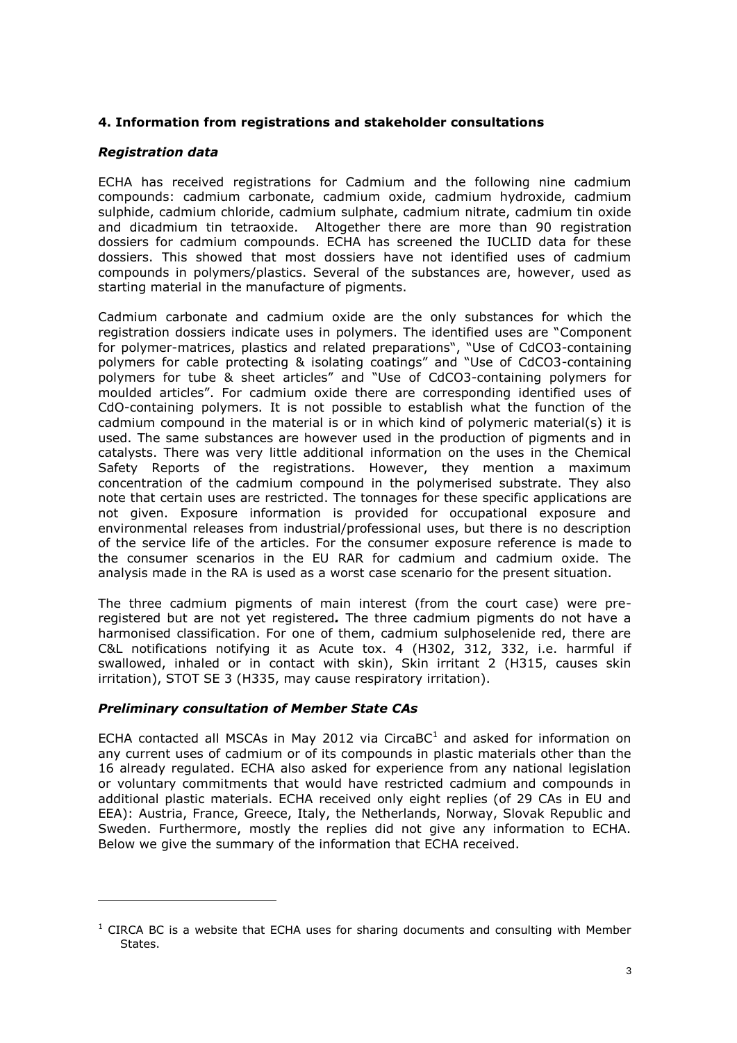## 4. Information from registrations and stakeholder consultations

### *Registration data*

ECHA has received registrations for Cadmium and the following nine cadmium compounds: cadmium carbonate, cadmium oxide, cadmium hydroxide, cadmium sulphide, cadmium chloride, cadmium sulphate, cadmium nitrate, cadmium tin oxide and dicadmium tin tetraoxide. Altogether there are more than 90 registration dossiers for cadmium compounds. ECHA has screened the IUCLID data for these dossiers. This showed that most dossiers have not identified uses of cadmium compounds in polymers/plastics. Several of the substances are, however, used as starting material in the manufacture of pigments.

Cadmium carbonate and cadmium oxide are the only substances for which the registration dossiers indicate uses in polymers. The identified uses are "Component for polymer-matrices, plastics and related preparations", "Use of $CdCO_3$-containing polymers for cable protecting & isolating coatings" and "Use of $CdCO_3$-containing polymers for tube & sheet articles" and "Use of $CdCO_3$-containing polymers for moulded articles". For cadmium oxide there are corresponding identified uses of CdO-containing polymers. It is not possible to establish what the function of the cadmium compound in the material is or in which kind of polymeric material(s) it is used. The same substances are however used in the production of pigments and in catalysts. There was very little additional information on the uses in the Chemical Safety Reports of the registrations. However, they mention a maximum concentration of the cadmium compound in the polymerised substrate. They also note that certain uses are restricted. The tonnages for these specific applications are not given. Exposure information is provided for occupational exposure and environmental releases from industrial/professional uses, but there is no description of the service life of the articles. For the consumer exposure reference is made to the consumer scenarios in the EU RAR for cadmium and cadmium oxide. The analysis made in the RA is used as a worst case scenario for the present situation.

The three cadmium pigments of main interest (from the court case) were pre-registered but are not yet registered***.*** The three cadmium pigments do not have a harmonised classification. For one of them, cadmium sulphoselenide red, there are C&L notifications notifying it as Acute tox. 4 (H302, 312, 332, i.e. harmful if swallowed, inhaled or in contact with skin), Skin irritant 2 (H315, causes skin irritation), STOT SE 3 (H335, may cause respiratory irritation).

### *Preliminary consultation of Member State CAs*

ECHA contacted all MSCAs in May 2012 via CircaBC[1] and asked for information on any current uses of cadmium or of its compounds in plastic materials other than the 16 already regulated. ECHA also asked for experience from any national legislation or voluntary commitments that would have restricted cadmium and compounds in additional plastic materials. ECHA received only eight replies (of 29 CAs in EU and EEA): Austria, France, Greece, Italy, the Netherlands, Norway, Slovak Republic and Sweden. Furthermore, mostly the replies did not give any information to ECHA. Below we give the summary of the information that ECHA received.

[1] CIRCA BC is a website that ECHA uses for sharing documents and consulting with Member States.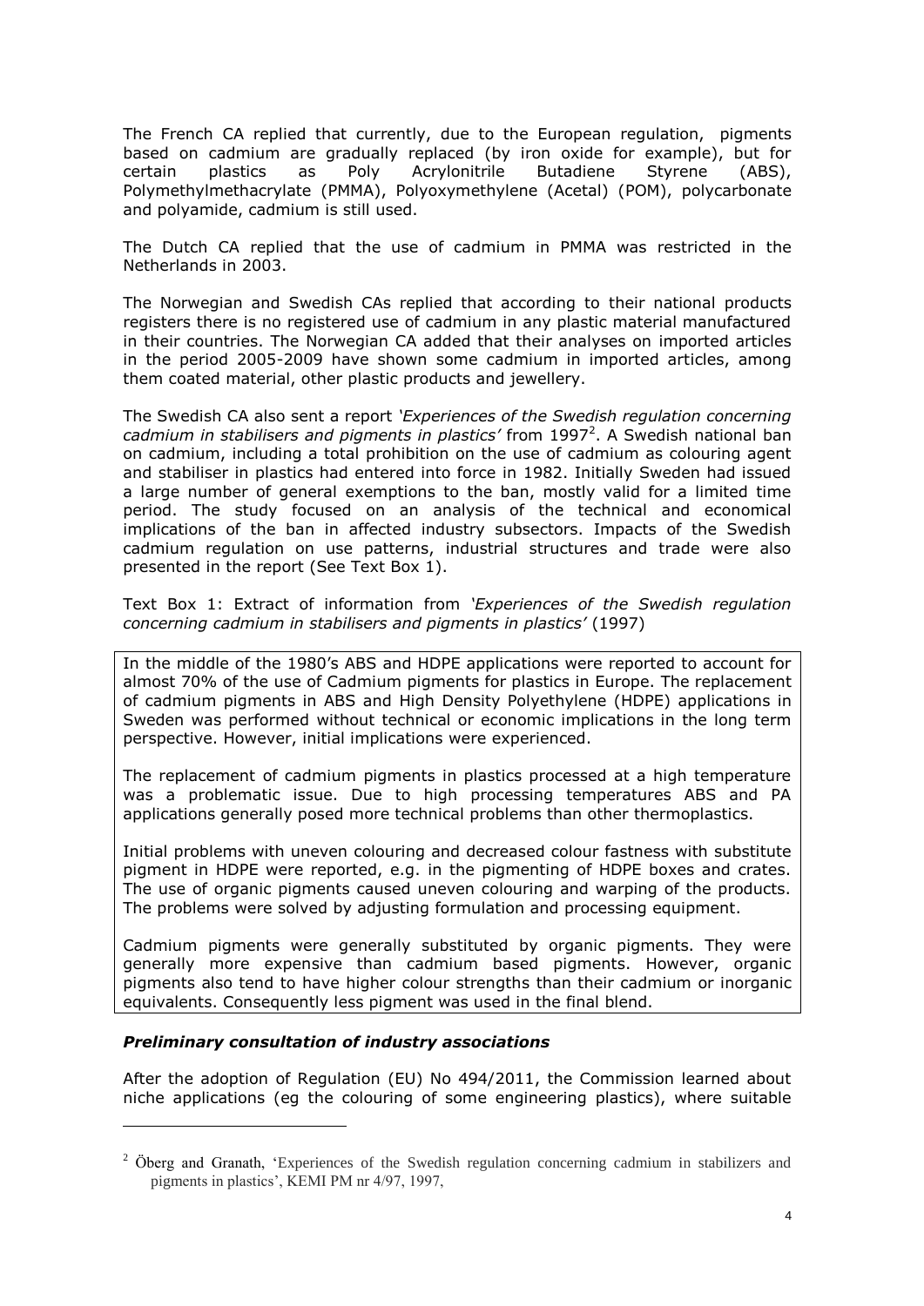The French CA replied that currently, due to the European regulation, pigments based on cadmium are gradually replaced (by iron oxide for example), but for certain plastics as Poly Acrylonitrile Butadiene Styrene (ABS), Polymethylmethacrylate (PMMA), Polyoxymethylene (Acetal) (POM), polycarbonate and polyamide, cadmium is still used.

The Dutch CA replied that the use of cadmium in PMMA was restricted in the Netherlands in 2003.

The Norwegian and Swedish CAs replied that according to their national products registers there is no registered use of cadmium in any plastic material manufactured in their countries. The Norwegian CA added that their analyses on imported articles in the period 2005-2009 have shown some cadmium in imported articles, among them coated material, other plastic products and jewellery.

The Swedish CA also sent a report *'Experiences of the Swedish regulation concerning cadmium in stabilisers and pigments in plastics'* from 1997[2]. A Swedish national ban on cadmium, including a total prohibition on the use of cadmium as colouring agent and stabiliser in plastics had entered into force in 1982. Initially Sweden had issued a large number of general exemptions to the ban, mostly valid for a limited time period. The study focused on an analysis of the technical and economical implications of the ban in affected industry subsectors. Impacts of the Swedish cadmium regulation on use patterns, industrial structures and trade were also presented in the report (See Text Box 1).

Text Box 1: Extract of information from *'Experiences of the Swedish regulation concerning cadmium in stabilisers and pigments in plastics'* (1997)

> In the middle of the 1980's ABS and HDPE applications were reported to account for almost 70% of the use of Cadmium pigments for plastics in Europe. The replacement of cadmium pigments in ABS and High Density Polyethylene (HDPE) applications in Sweden was performed without technical or economic implications in the long term perspective. However, initial implications were experienced.
>
> The replacement of cadmium pigments in plastics processed at a high temperature was a problematic issue. Due to high processing temperatures ABS and PA applications generally posed more technical problems than other thermoplastics.
>
> Initial problems with uneven colouring and decreased colour fastness with substitute pigment in HDPE were reported, e.g. in the pigmenting of HDPE boxes and crates. The use of organic pigments caused uneven colouring and warping of the products. The problems were solved by adjusting formulation and processing equipment.
>
> Cadmium pigments were generally substituted by organic pigments. They were generally more expensive than cadmium based pigments. However, organic pigments also tend to have higher colour strengths than their cadmium or inorganic equivalents. Consequently less pigment was used in the final blend.

### *Preliminary consultation of industry associations*

After the adoption of Regulation (EU) No 494/2011, the Commission learned about niche applications (eg the colouring of some engineering plastics), where suitable

---

[2] Öberg and Granath, 'Experiences of the Swedish regulation concerning cadmium in stabilizers and pigments in plastics', KEMI PM nr 4/97, 1997,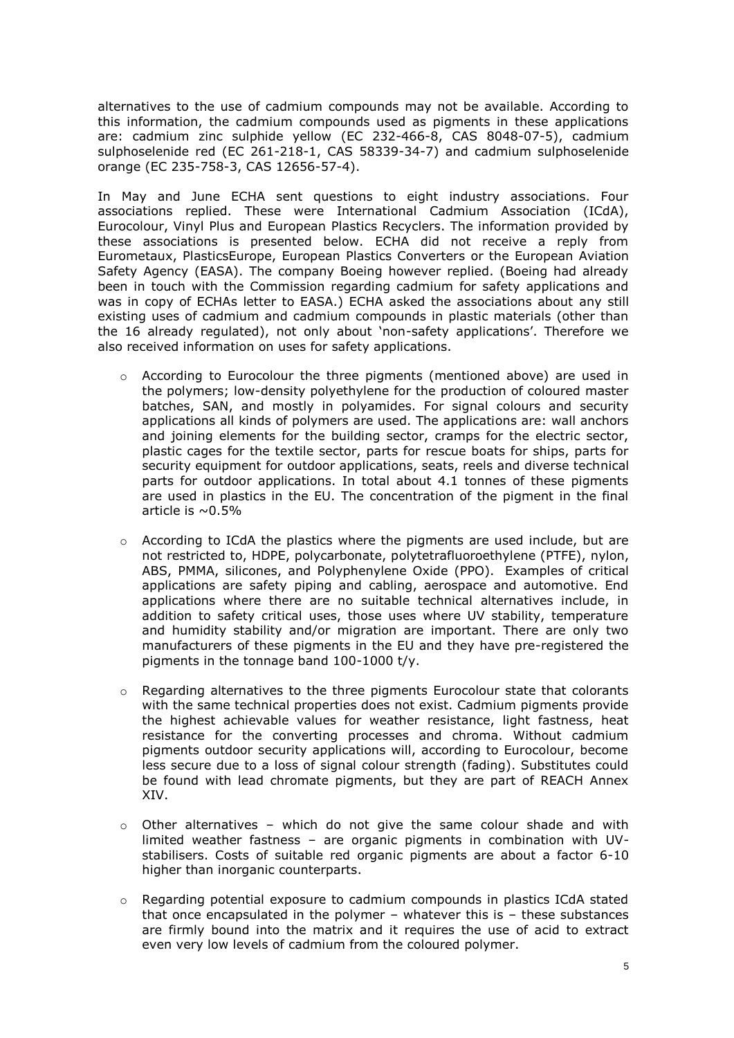alternatives to the use of cadmium compounds may not be available. According to this information, the cadmium compounds used as pigments in these applications are: cadmium zinc sulphide yellow (EC 232-466-8, CAS 8048-07-5), cadmium sulphoselenide red (EC 261-218-1, CAS 58339-34-7) and cadmium sulphoselenide orange (EC 235-758-3, CAS 12656-57-4).

In May and June ECHA sent questions to eight industry associations. Four associations replied. These were International Cadmium Association (ICdA), Eurocolour, Vinyl Plus and European Plastics Recyclers. The information provided by these associations is presented below. ECHA did not receive a reply from Eurometaux, PlasticsEurope, European Plastics Converters or the European Aviation Safety Agency (EASA). The company Boeing however replied. (Boeing had already been in touch with the Commission regarding cadmium for safety applications and was in copy of ECHAs letter to EASA.) ECHA asked the associations about any still existing uses of cadmium and cadmium compounds in plastic materials (other than the 16 already regulated), not only about 'non-safety applications'. Therefore we also received information on uses for safety applications.

- According to Eurocolour the three pigments (mentioned above) are used in the polymers; low-density polyethylene for the production of coloured master batches, SAN, and mostly in polyamides. For signal colours and security applications all kinds of polymers are used. The applications are: wall anchors and joining elements for the building sector, cramps for the electric sector, plastic cages for the textile sector, parts for rescue boats for ships, parts for security equipment for outdoor applications, seats, reels and diverse technical parts for outdoor applications. In total about 4.1 tonnes of these pigments are used in plastics in the EU. The concentration of the pigment in the final article is ~0.5%

- According to ICdA the plastics where the pigments are used include, but are not restricted to, HDPE, polycarbonate, polytetrafluoroethylene (PTFE), nylon, ABS, PMMA, silicones, and Polyphenylene Oxide (PPO). Examples of critical applications are safety piping and cabling, aerospace and automotive. End applications where there are no suitable technical alternatives include, in addition to safety critical uses, those uses where UV stability, temperature and humidity stability and/or migration are important. There are only two manufacturers of these pigments in the EU and they have pre-registered the pigments in the tonnage band 100-1000 t/y.

- Regarding alternatives to the three pigments Eurocolour state that colorants with the same technical properties does not exist. Cadmium pigments provide the highest achievable values for weather resistance, light fastness, heat resistance for the converting processes and chroma. Without cadmium pigments outdoor security applications will, according to Eurocolour, become less secure due to a loss of signal colour strength (fading). Substitutes could be found with lead chromate pigments, but they are part of REACH Annex XIV.

- Other alternatives – which do not give the same colour shade and with limited weather fastness – are organic pigments in combination with UV-stabilisers. Costs of suitable red organic pigments are about a factor 6-10 higher than inorganic counterparts.

- Regarding potential exposure to cadmium compounds in plastics ICdA stated that once encapsulated in the polymer – whatever this is – these substances are firmly bound into the matrix and it requires the use of acid to extract even very low levels of cadmium from the coloured polymer.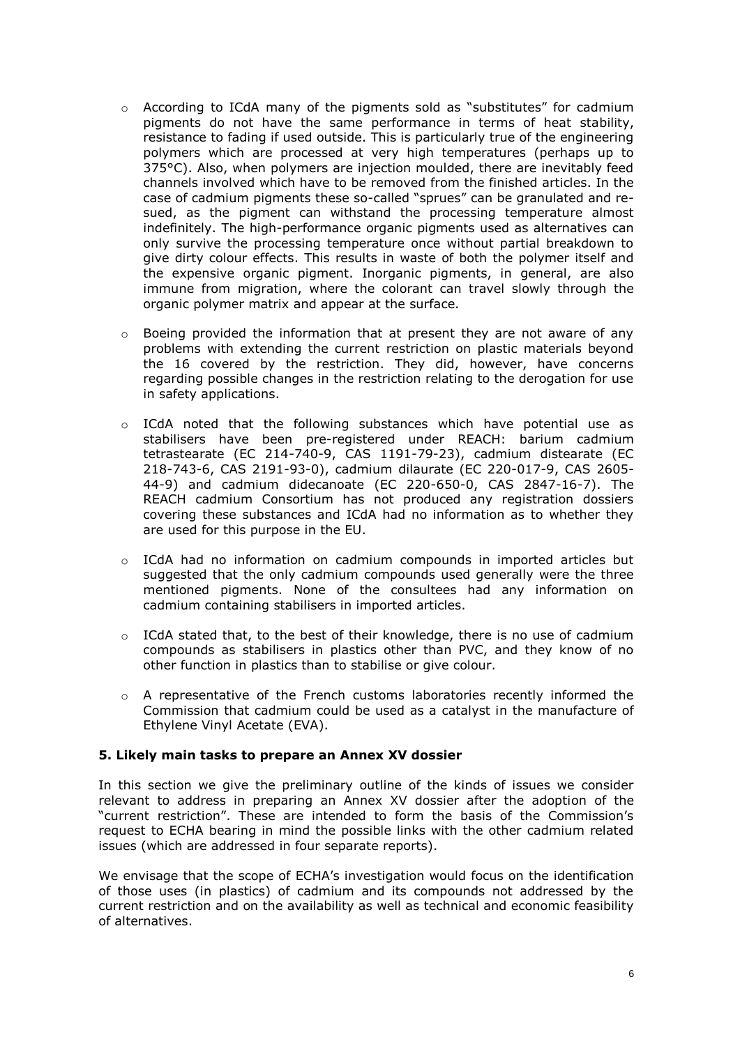- According to ICdA many of the pigments sold as "substitutes" for cadmium pigments do not have the same performance in terms of heat stability, resistance to fading if used outside. This is particularly true of the engineering polymers which are processed at very high temperatures (perhaps up to 375°C). Also, when polymers are injection moulded, there are inevitably feed channels involved which have to be removed from the finished articles. In the case of cadmium pigments these so-called "sprues" can be granulated and re-sued, as the pigment can withstand the processing temperature almost indefinitely. The high-performance organic pigments used as alternatives can only survive the processing temperature once without partial breakdown to give dirty colour effects. This results in waste of both the polymer itself and the expensive organic pigment. Inorganic pigments, in general, are also immune from migration, where the colorant can travel slowly through the organic polymer matrix and appear at the surface.

- Boeing provided the information that at present they are not aware of any problems with extending the current restriction on plastic materials beyond the 16 covered by the restriction. They did, however, have concerns regarding possible changes in the restriction relating to the derogation for use in safety applications.

- ICdA noted that the following substances which have potential use as stabilisers have been pre-registered under REACH: barium cadmium tetrastearate (EC 214-740-9, CAS 1191-79-23), cadmium distearate (EC 218-743-6, CAS 2191-93-0), cadmium dilaurate (EC 220-017-9, CAS 2605-44-9) and cadmium didecanoate (EC 220-650-0, CAS 2847-16-7). The REACH cadmium Consortium has not produced any registration dossiers covering these substances and ICdA had no information as to whether they are used for this purpose in the EU.

- ICdA had no information on cadmium compounds in imported articles but suggested that the only cadmium compounds used generally were the three mentioned pigments. None of the consultees had any information on cadmium containing stabilisers in imported articles.

- ICdA stated that, to the best of their knowledge, there is no use of cadmium compounds as stabilisers in plastics other than PVC, and they know of no other function in plastics than to stabilise or give colour.

- A representative of the French customs laboratories recently informed the Commission that cadmium could be used as a catalyst in the manufacture of Ethylene Vinyl Acetate (EVA).

### 5. Likely main tasks to prepare an Annex XV dossier

In this section we give the preliminary outline of the kinds of issues we consider relevant to address in preparing an Annex XV dossier after the adoption of the "current restriction". These are intended to form the basis of the Commission's request to ECHA bearing in mind the possible links with the other cadmium related issues (which are addressed in four separate reports).

We envisage that the scope of ECHA's investigation would focus on the identification of those uses (in plastics) of cadmium and its compounds not addressed by the current restriction and on the availability as well as technical and economic feasibility of alternatives.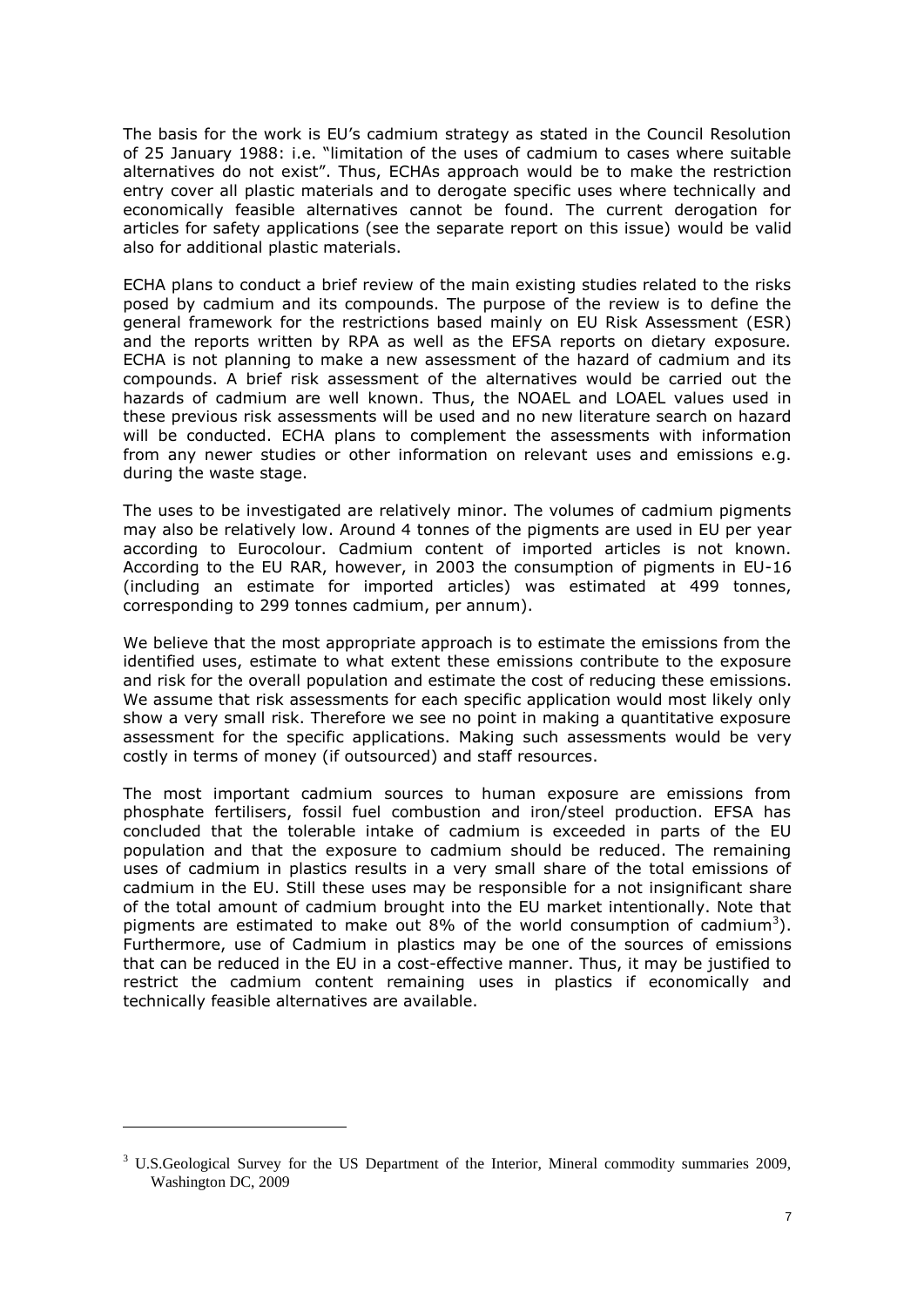The basis for the work is EU's cadmium strategy as stated in the Council Resolution of 25 January 1988: i.e. "limitation of the uses of cadmium to cases where suitable alternatives do not exist". Thus, ECHAs approach would be to make the restriction entry cover all plastic materials and to derogate specific uses where technically and economically feasible alternatives cannot be found. The current derogation for articles for safety applications (see the separate report on this issue) would be valid also for additional plastic materials.

ECHA plans to conduct a brief review of the main existing studies related to the risks posed by cadmium and its compounds. The purpose of the review is to define the general framework for the restrictions based mainly on EU Risk Assessment (ESR) and the reports written by RPA as well as the EFSA reports on dietary exposure. ECHA is not planning to make a new assessment of the hazard of cadmium and its compounds. A brief risk assessment of the alternatives would be carried out the hazards of cadmium are well known. Thus, the NOAEL and LOAEL values used in these previous risk assessments will be used and no new literature search on hazard will be conducted. ECHA plans to complement the assessments with information from any newer studies or other information on relevant uses and emissions e.g. during the waste stage.

The uses to be investigated are relatively minor. The volumes of cadmium pigments may also be relatively low. Around 4 tonnes of the pigments are used in EU per year according to Eurocolour. Cadmium content of imported articles is not known. According to the EU RAR, however, in 2003 the consumption of pigments in EU-16 (including an estimate for imported articles) was estimated at 499 tonnes, corresponding to 299 tonnes cadmium, per annum).

We believe that the most appropriate approach is to estimate the emissions from the identified uses, estimate to what extent these emissions contribute to the exposure and risk for the overall population and estimate the cost of reducing these emissions. We assume that risk assessments for each specific application would most likely only show a very small risk. Therefore we see no point in making a quantitative exposure assessment for the specific applications. Making such assessments would be very costly in terms of money (if outsourced) and staff resources.

The most important cadmium sources to human exposure are emissions from phosphate fertilisers, fossil fuel combustion and iron/steel production. EFSA has concluded that the tolerable intake of cadmium is exceeded in parts of the EU population and that the exposure to cadmium should be reduced. The remaining uses of cadmium in plastics results in a very small share of the total emissions of cadmium in the EU. Still these uses may be responsible for a not insignificant share of the total amount of cadmium brought into the EU market intentionally. Note that pigments are estimated to make out 8% of the world consumption of cadmium[3]). Furthermore, use of Cadmium in plastics may be one of the sources of emissions that can be reduced in the EU in a cost-effective manner. Thus, it may be justified to restrict the cadmium content remaining uses in plastics if economically and technically feasible alternatives are available.

---

[3] U.S.Geological Survey for the US Department of the Interior, Mineral commodity summaries 2009, Washington DC, 2009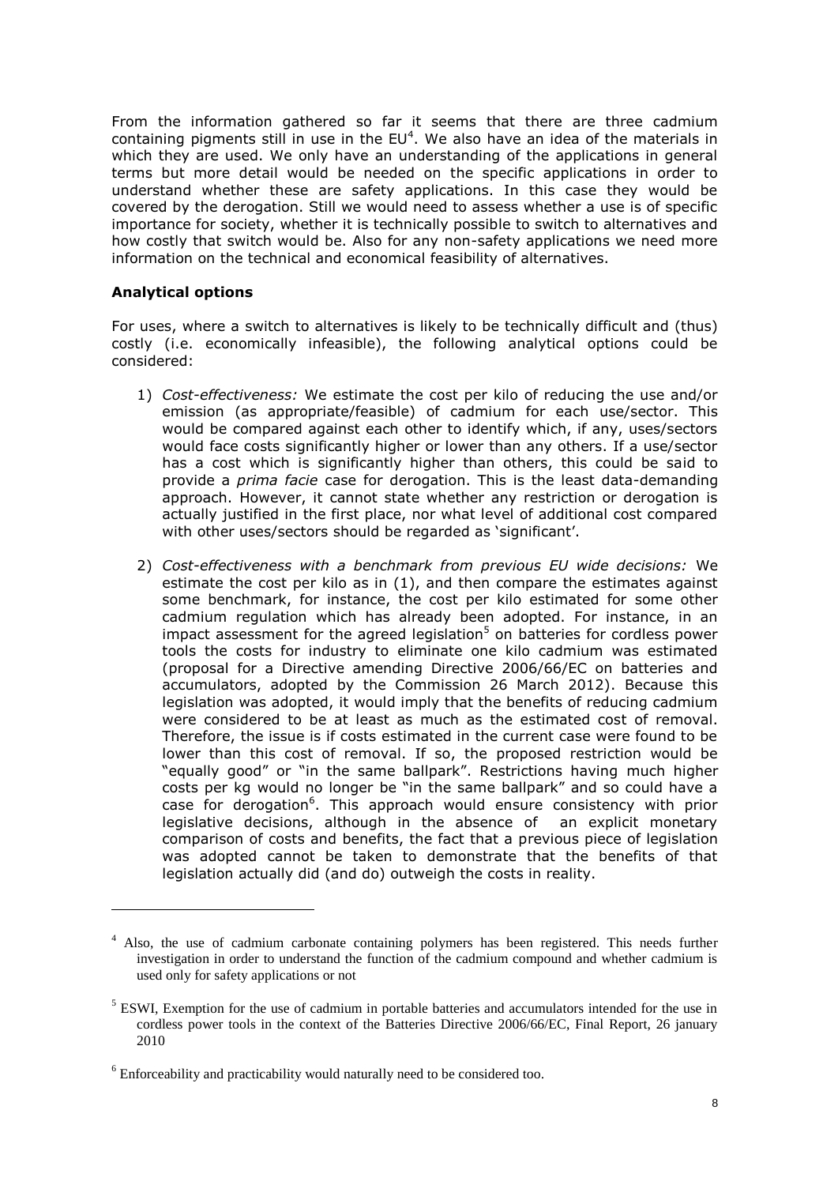From the information gathered so far it seems that there are three cadmium containing pigments still in use in the EU[4]. We also have an idea of the materials in which they are used. We only have an understanding of the applications in general terms but more detail would be needed on the specific applications in order to understand whether these are safety applications. In this case they would be covered by the derogation. Still we would need to assess whether a use is of specific importance for society, whether it is technically possible to switch to alternatives and how costly that switch would be. Also for any non-safety applications we need more information on the technical and economical feasibility of alternatives.

### Analytical options

For uses, where a switch to alternatives is likely to be technically difficult and (thus) costly (i.e. economically infeasible), the following analytical options could be considered:

1) *Cost-effectiveness:* We estimate the cost per kilo of reducing the use and/or emission (as appropriate/feasible) of cadmium for each use/sector. This would be compared against each other to identify which, if any, uses/sectors would face costs significantly higher or lower than any others. If a use/sector has a cost which is significantly higher than others, this could be said to provide a *prima facie* case for derogation. This is the least data-demanding approach. However, it cannot state whether any restriction or derogation is actually justified in the first place, nor what level of additional cost compared with other uses/sectors should be regarded as 'significant'.

2) *Cost-effectiveness with a benchmark from previous EU wide decisions:* We estimate the cost per kilo as in (1), and then compare the estimates against some benchmark, for instance, the cost per kilo estimated for some other cadmium regulation which has already been adopted. For instance, in an impact assessment for the agreed legislation[5] on batteries for cordless power tools the costs for industry to eliminate one kilo cadmium was estimated (proposal for a Directive amending Directive 2006/66/EC on batteries and accumulators, adopted by the Commission 26 March 2012). Because this legislation was adopted, it would imply that the benefits of reducing cadmium were considered to be at least as much as the estimated cost of removal. Therefore, the issue is if costs estimated in the current case were found to be lower than this cost of removal. If so, the proposed restriction would be "equally good" or "in the same ballpark". Restrictions having much higher costs per kg would no longer be "in the same ballpark" and so could have a case for derogation[6]. This approach would ensure consistency with prior legislative decisions, although in the absence of an explicit monetary comparison of costs and benefits, the fact that a previous piece of legislation was adopted cannot be taken to demonstrate that the benefits of that legislation actually did (and do) outweigh the costs in reality.

---

[4] Also, the use of cadmium carbonate containing polymers has been registered. This needs further investigation in order to understand the function of the cadmium compound and whether cadmium is used only for safety applications or not

[5] ESWI, Exemption for the use of cadmium in portable batteries and accumulators intended for the use in cordless power tools in the context of the Batteries Directive 2006/66/EC, Final Report, 26 january 2010

[6] Enforceability and practicability would naturally need to be considered too.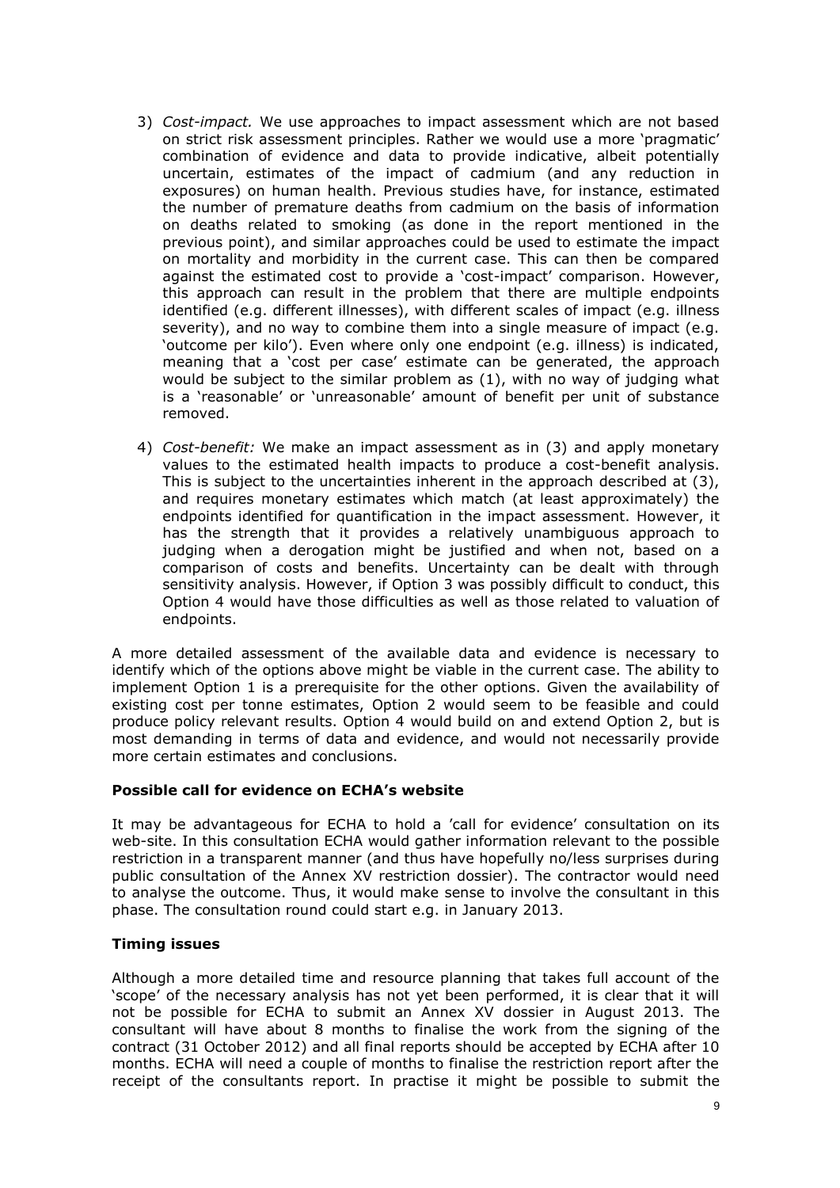3) *Cost-impact.* We use approaches to impact assessment which are not based on strict risk assessment principles. Rather we would use a more 'pragmatic' combination of evidence and data to provide indicative, albeit potentially uncertain, estimates of the impact of cadmium (and any reduction in exposures) on human health. Previous studies have, for instance, estimated the number of premature deaths from cadmium on the basis of information on deaths related to smoking (as done in the report mentioned in the previous point), and similar approaches could be used to estimate the impact on mortality and morbidity in the current case. This can then be compared against the estimated cost to provide a 'cost-impact' comparison. However, this approach can result in the problem that there are multiple endpoints identified (e.g. different illnesses), with different scales of impact (e.g. illness severity), and no way to combine them into a single measure of impact (e.g. 'outcome per kilo'). Even where only one endpoint (e.g. illness) is indicated, meaning that a 'cost per case' estimate can be generated, the approach would be subject to the similar problem as (1), with no way of judging what is a 'reasonable' or 'unreasonable' amount of benefit per unit of substance removed.

4) *Cost-benefit:* We make an impact assessment as in (3) and apply monetary values to the estimated health impacts to produce a cost-benefit analysis. This is subject to the uncertainties inherent in the approach described at (3), and requires monetary estimates which match (at least approximately) the endpoints identified for quantification in the impact assessment. However, it has the strength that it provides a relatively unambiguous approach to judging when a derogation might be justified and when not, based on a comparison of costs and benefits. Uncertainty can be dealt with through sensitivity analysis. However, if Option 3 was possibly difficult to conduct, this Option 4 would have those difficulties as well as those related to valuation of endpoints.

A more detailed assessment of the available data and evidence is necessary to identify which of the options above might be viable in the current case. The ability to implement Option 1 is a prerequisite for the other options. Given the availability of existing cost per tonne estimates, Option 2 would seem to be feasible and could produce policy relevant results. Option 4 would build on and extend Option 2, but is most demanding in terms of data and evidence, and would not necessarily provide more certain estimates and conclusions.

**Possible call for evidence on ECHA's website**

It may be advantageous for ECHA to hold a 'call for evidence' consultation on its web-site. In this consultation ECHA would gather information relevant to the possible restriction in a transparent manner (and thus have hopefully no/less surprises during public consultation of the Annex XV restriction dossier). The contractor would need to analyse the outcome. Thus, it would make sense to involve the consultant in this phase. The consultation round could start e.g. in January 2013.

**Timing issues**

Although a more detailed time and resource planning that takes full account of the 'scope' of the necessary analysis has not yet been performed, it is clear that it will not be possible for ECHA to submit an Annex XV dossier in August 2013. The consultant will have about 8 months to finalise the work from the signing of the contract (31 October 2012) and all final reports should be accepted by ECHA after 10 months. ECHA will need a couple of months to finalise the restriction report after the receipt of the consultants report. In practise it might be possible to submit the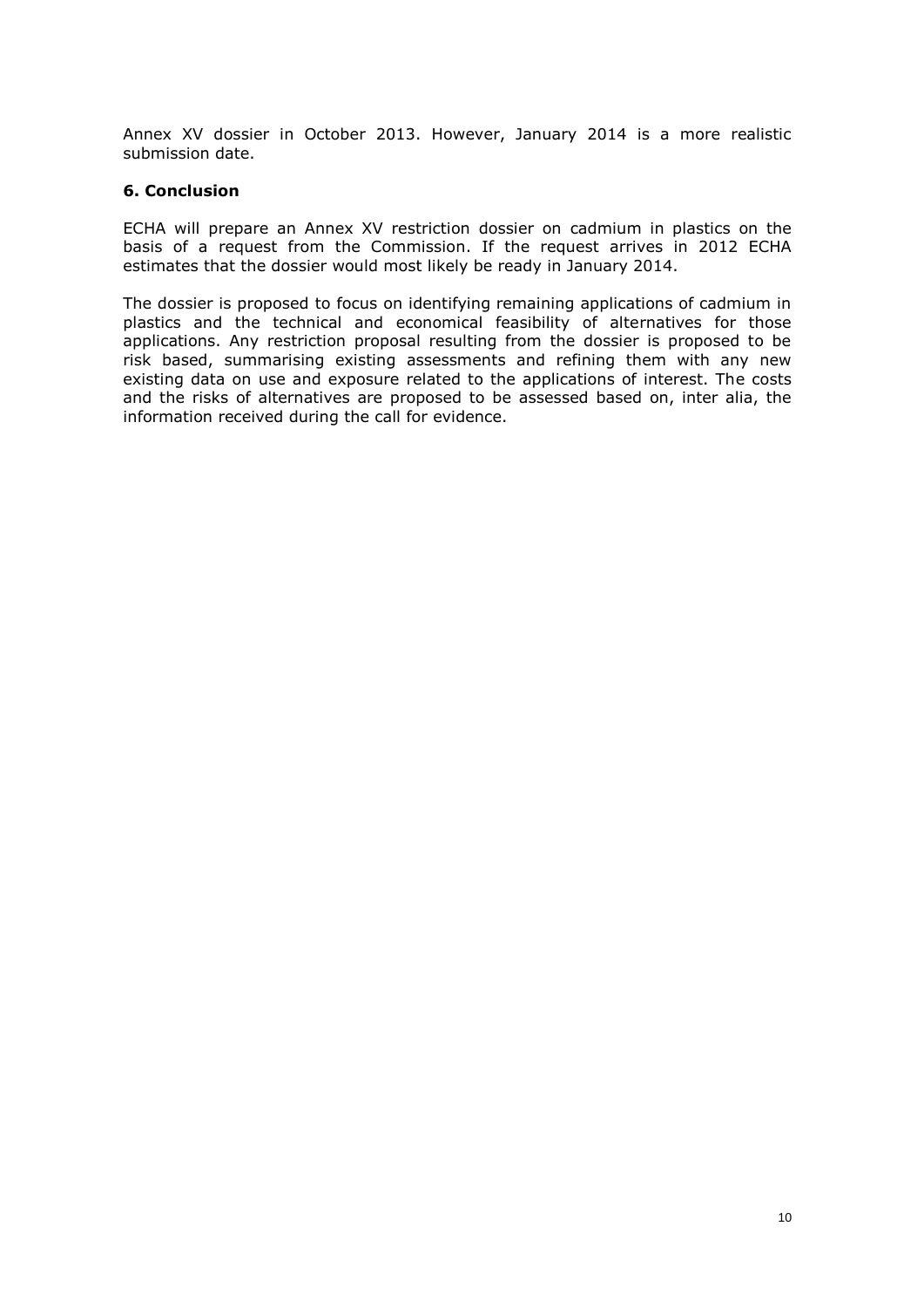Annex XV dossier in October 2013. However, January 2014 is a more realistic submission date.

## 6. Conclusion

ECHA will prepare an Annex XV restriction dossier on cadmium in plastics on the basis of a request from the Commission. If the request arrives in 2012 ECHA estimates that the dossier would most likely be ready in January 2014.

The dossier is proposed to focus on identifying remaining applications of cadmium in plastics and the technical and economical feasibility of alternatives for those applications. Any restriction proposal resulting from the dossier is proposed to be risk based, summarising existing assessments and refining them with any new existing data on use and exposure related to the applications of interest. The costs and the risks of alternatives are proposed to be assessed based on, inter alia, the information received during the call for evidence.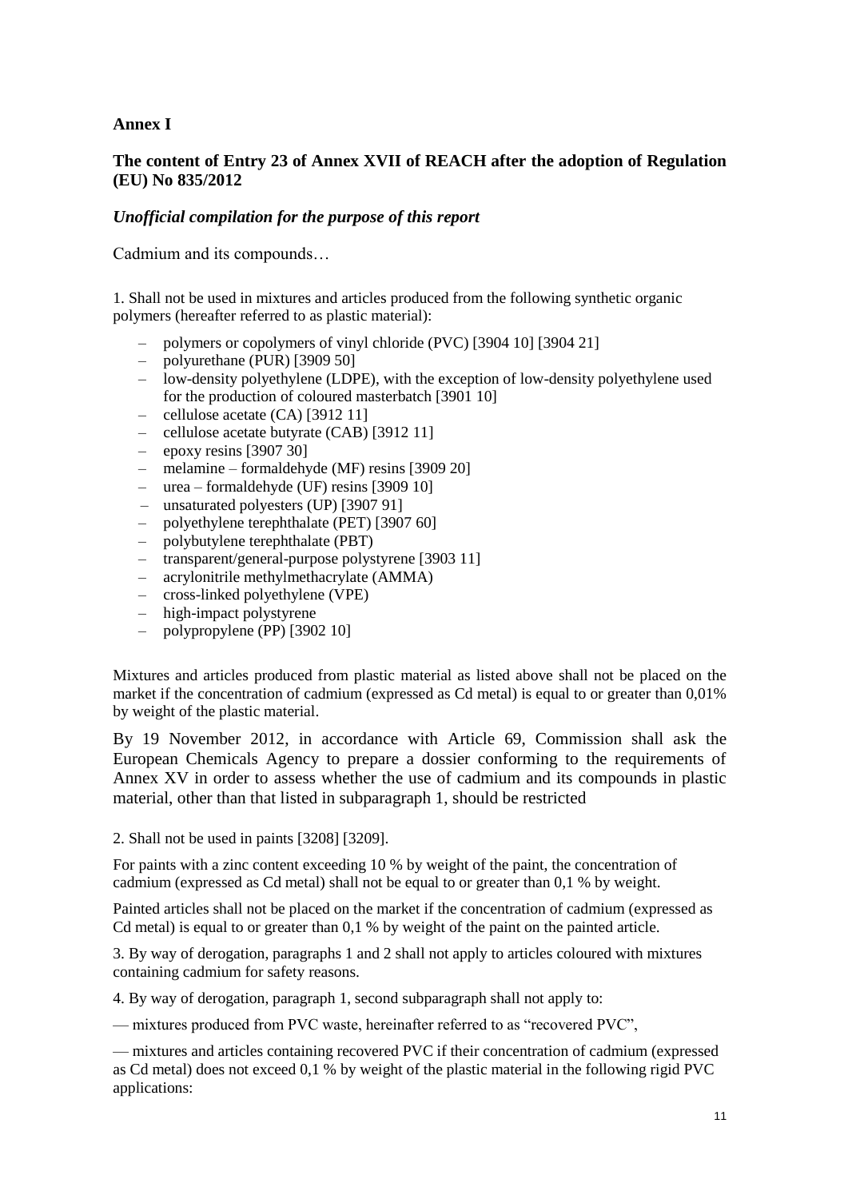**Annex I**

**The content of Entry 23 of Annex XVII of REACH after the adoption of Regulation (EU) No 835/2012**

***Unofficial compilation for the purpose of this report***

Cadmium and its compounds…

1. Shall not be used in mixtures and articles produced from the following synthetic organic polymers (hereafter referred to as plastic material):

- polymers or copolymers of vinyl chloride (PVC) [3904 10] [3904 21]
- polyurethane (PUR) [3909 50]
- low-density polyethylene (LDPE), with the exception of low-density polyethylene used for the production of coloured masterbatch [3901 10]
- cellulose acetate (CA) [3912 11]
- cellulose acetate butyrate (CAB) [3912 11]
- epoxy resins [3907 30]
- melamine – formaldehyde (MF) resins [3909 20]
- urea – formaldehyde (UF) resins [3909 10]
- unsaturated polyesters (UP) [3907 91]
- polyethylene terephthalate (PET) [3907 60]
- polybutylene terephthalate (PBT)
- transparent/general-purpose polystyrene [3903 11]
- acrylonitrile methylmethacrylate (AMMA)
- cross-linked polyethylene (VPE)
- high-impact polystyrene
- polypropylene (PP) [3902 10]

Mixtures and articles produced from plastic material as listed above shall not be placed on the market if the concentration of cadmium (expressed as Cd metal) is equal to or greater than 0,01% by weight of the plastic material.

By 19 November 2012, in accordance with Article 69, Commission shall ask the European Chemicals Agency to prepare a dossier conforming to the requirements of Annex XV in order to assess whether the use of cadmium and its compounds in plastic material, other than that listed in subparagraph 1, should be restricted

2. Shall not be used in paints [3208] [3209].

For paints with a zinc content exceeding 10 % by weight of the paint, the concentration of cadmium (expressed as Cd metal) shall not be equal to or greater than 0,1 % by weight.

Painted articles shall not be placed on the market if the concentration of cadmium (expressed as Cd metal) is equal to or greater than 0,1 % by weight of the paint on the painted article.

3. By way of derogation, paragraphs 1 and 2 shall not apply to articles coloured with mixtures containing cadmium for safety reasons.

4. By way of derogation, paragraph 1, second subparagraph shall not apply to:

— mixtures produced from PVC waste, hereinafter referred to as "recovered PVC",

— mixtures and articles containing recovered PVC if their concentration of cadmium (expressed as Cd metal) does not exceed 0,1 % by weight of the plastic material in the following rigid PVC applications: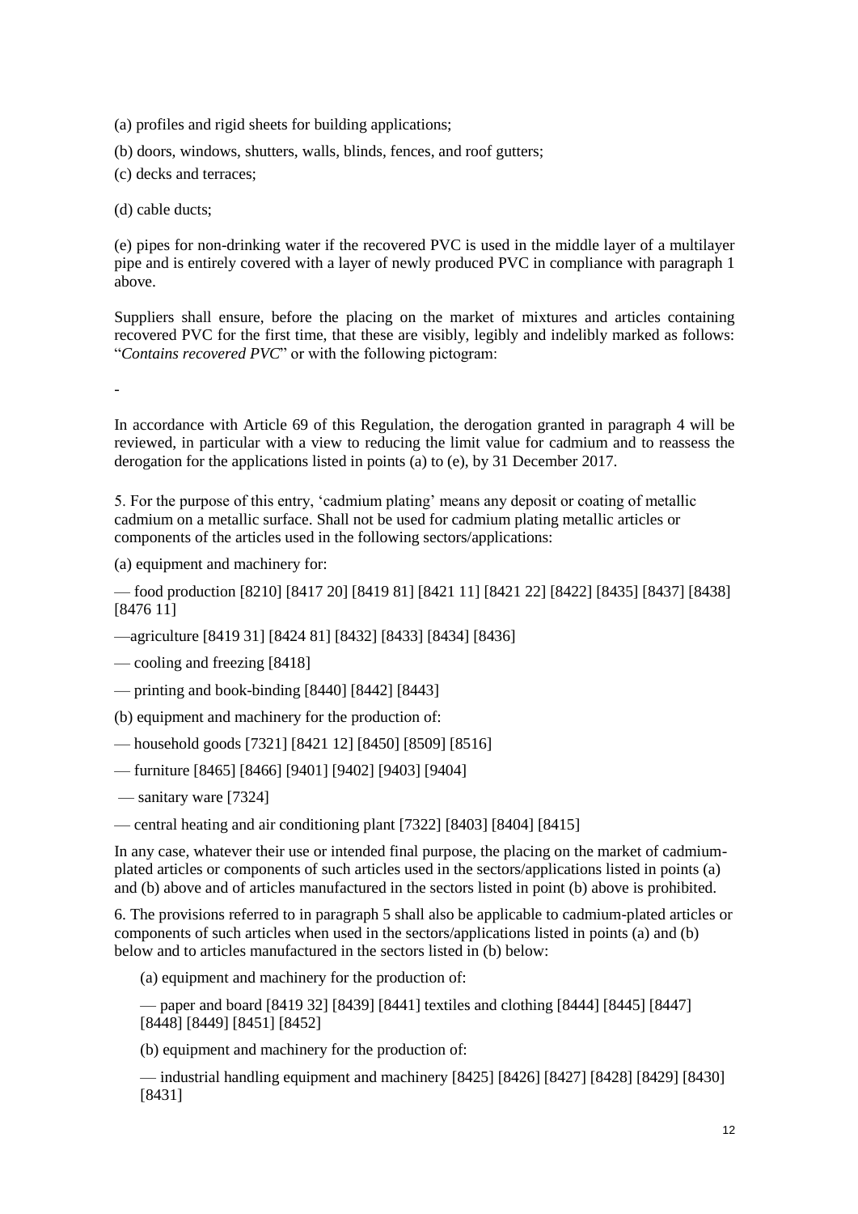(a) profiles and rigid sheets for building applications;

(b) doors, windows, shutters, walls, blinds, fences, and roof gutters;

(c) decks and terraces;

(d) cable ducts;

(e) pipes for non-drinking water if the recovered PVC is used in the middle layer of a multilayer pipe and is entirely covered with a layer of newly produced PVC in compliance with paragraph 1 above.

Suppliers shall ensure, before the placing on the market of mixtures and articles containing recovered PVC for the first time, that these are visibly, legibly and indelibly marked as follows: "*Contains recovered PVC*" or with the following pictogram:

-

In accordance with Article 69 of this Regulation, the derogation granted in paragraph 4 will be reviewed, in particular with a view to reducing the limit value for cadmium and to reassess the derogation for the applications listed in points (a) to (e), by 31 December 2017.

5. For the purpose of this entry, 'cadmium plating' means any deposit or coating of metallic cadmium on a metallic surface. Shall not be used for cadmium plating metallic articles or components of the articles used in the following sectors/applications:

(a) equipment and machinery for:

— food production [8210] [8417 20] [8419 81] [8421 11] [8421 22] [8422] [8435] [8437] [8438] [8476 11]

—agriculture [8419 31] [8424 81] [8432] [8433] [8434] [8436]

— cooling and freezing [8418]

— printing and book-binding [8440] [8442] [8443]

(b) equipment and machinery for the production of:

— household goods [7321] [8421 12] [8450] [8509] [8516]

— furniture [8465] [8466] [9401] [9402] [9403] [9404]

— sanitary ware [7324]

— central heating and air conditioning plant [7322] [8403] [8404] [8415]

In any case, whatever their use or intended final purpose, the placing on the market of cadmium-plated articles or components of such articles used in the sectors/applications listed in points (a) and (b) above and of articles manufactured in the sectors listed in point (b) above is prohibited.

6. The provisions referred to in paragraph 5 shall also be applicable to cadmium-plated articles or components of such articles when used in the sectors/applications listed in points (a) and (b) below and to articles manufactured in the sectors listed in (b) below:

(a) equipment and machinery for the production of:

— paper and board [8419 32] [8439] [8441] textiles and clothing [8444] [8445] [8447] [8448] [8449] [8451] [8452]

(b) equipment and machinery for the production of:

— industrial handling equipment and machinery [8425] [8426] [8427] [8428] [8429] [8430] [8431]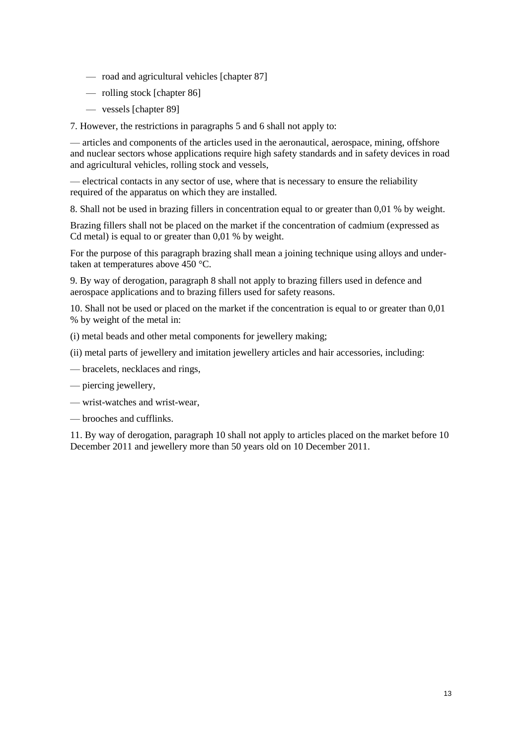— road and agricultural vehicles [chapter 87]

— rolling stock [chapter 86]

— vessels [chapter 89]

7. However, the restrictions in paragraphs 5 and 6 shall not apply to:

— articles and components of the articles used in the aeronautical, aerospace, mining, offshore and nuclear sectors whose applications require high safety standards and in safety devices in road and agricultural vehicles, rolling stock and vessels,

— electrical contacts in any sector of use, where that is necessary to ensure the reliability required of the apparatus on which they are installed.

8. Shall not be used in brazing fillers in concentration equal to or greater than 0,01 % by weight.

Brazing fillers shall not be placed on the market if the concentration of cadmium (expressed as Cd metal) is equal to or greater than 0,01 % by weight.

For the purpose of this paragraph brazing shall mean a joining technique using alloys and undertaken at temperatures above 450 °C.

9. By way of derogation, paragraph 8 shall not apply to brazing fillers used in defence and aerospace applications and to brazing fillers used for safety reasons.

10. Shall not be used or placed on the market if the concentration is equal to or greater than 0,01 % by weight of the metal in:

(i) metal beads and other metal components for jewellery making;

(ii) metal parts of jewellery and imitation jewellery articles and hair accessories, including:

— bracelets, necklaces and rings,

— piercing jewellery,

— wrist-watches and wrist-wear,

— brooches and cufflinks.

11. By way of derogation, paragraph 10 shall not apply to articles placed on the market before 10 December 2011 and jewellery more than 50 years old on 10 December 2011.